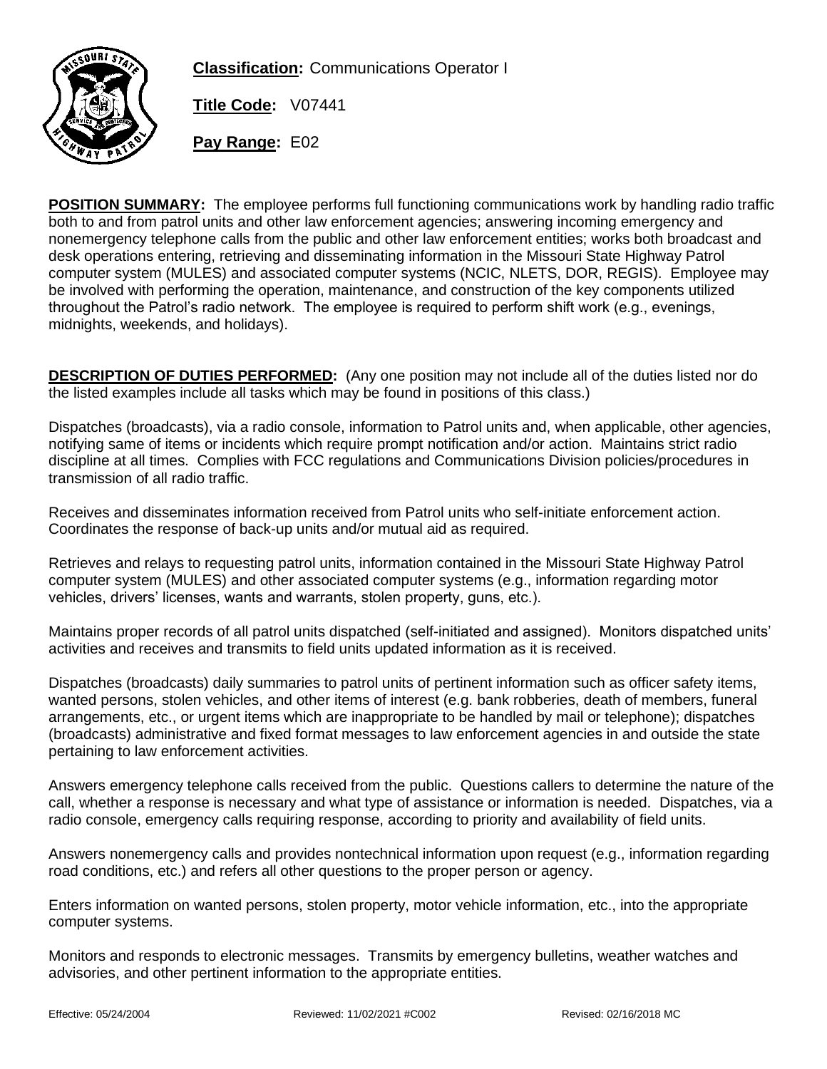**Classification:** Communications Operator I

**Title Code:** V07441

**Pay Range:** E02

**POSITION SUMMARY:** The employee performs full functioning communications work by handling radio traffic both to and from patrol units and other law enforcement agencies; answering incoming emergency and nonemergency telephone calls from the public and other law enforcement entities; works both broadcast and desk operations entering, retrieving and disseminating information in the Missouri State Highway Patrol computer system (MULES) and associated computer systems (NCIC, NLETS, DOR, REGIS). Employee may be involved with performing the operation, maintenance, and construction of the key components utilized throughout the Patrol's radio network. The employee is required to perform shift work (e.g., evenings, midnights, weekends, and holidays).

**DESCRIPTION OF DUTIES PERFORMED:** (Any one position may not include all of the duties listed nor do the listed examples include all tasks which may be found in positions of this class.)

Dispatches (broadcasts), via a radio console, information to Patrol units and, when applicable, other agencies, notifying same of items or incidents which require prompt notification and/or action. Maintains strict radio discipline at all times. Complies with FCC regulations and Communications Division policies/procedures in transmission of all radio traffic.

Receives and disseminates information received from Patrol units who self-initiate enforcement action. Coordinates the response of back-up units and/or mutual aid as required.

Retrieves and relays to requesting patrol units, information contained in the Missouri State Highway Patrol computer system (MULES) and other associated computer systems (e.g., information regarding motor vehicles, drivers' licenses, wants and warrants, stolen property, guns, etc.).

Maintains proper records of all patrol units dispatched (self-initiated and assigned). Monitors dispatched units' activities and receives and transmits to field units updated information as it is received.

Dispatches (broadcasts) daily summaries to patrol units of pertinent information such as officer safety items, wanted persons, stolen vehicles, and other items of interest (e.g. bank robberies, death of members, funeral arrangements, etc., or urgent items which are inappropriate to be handled by mail or telephone); dispatches (broadcasts) administrative and fixed format messages to law enforcement agencies in and outside the state pertaining to law enforcement activities.

Answers emergency telephone calls received from the public. Questions callers to determine the nature of the call, whether a response is necessary and what type of assistance or information is needed. Dispatches, via a radio console, emergency calls requiring response, according to priority and availability of field units.

Answers nonemergency calls and provides nontechnical information upon request (e.g., information regarding road conditions, etc.) and refers all other questions to the proper person or agency.

Enters information on wanted persons, stolen property, motor vehicle information, etc., into the appropriate computer systems.

Monitors and responds to electronic messages. Transmits by emergency bulletins, weather watches and advisories, and other pertinent information to the appropriate entities.

Effective: 05/24/2004 Reviewed: 11/02/2021 #C002 Revised: 02/16/2018 MC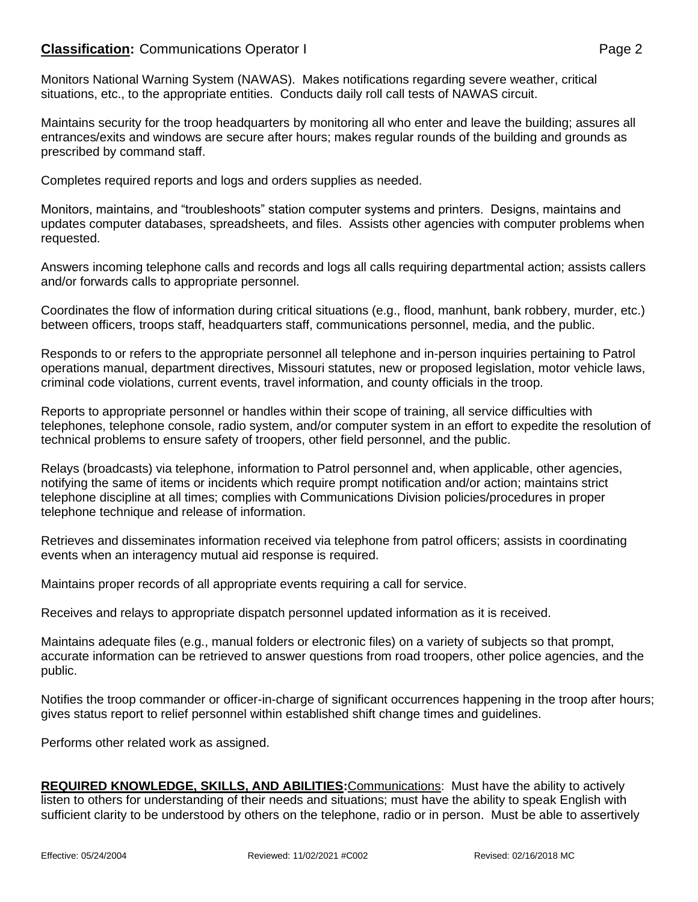Monitors National Warning System (NAWAS). Makes notifications regarding severe weather, critical situations, etc., to the appropriate entities. Conducts daily roll call tests of NAWAS circuit.

Maintains security for the troop headquarters by monitoring all who enter and leave the building; assures all entrances/exits and windows are secure after hours; makes regular rounds of the building and grounds as prescribed by command staff.

Completes required reports and logs and orders supplies as needed.

Monitors, maintains, and "troubleshoots" station computer systems and printers. Designs, maintains and updates computer databases, spreadsheets, and files. Assists other agencies with computer problems when requested.

Answers incoming telephone calls and records and logs all calls requiring departmental action; assists callers and/or forwards calls to appropriate personnel.

Coordinates the flow of information during critical situations (e.g., flood, manhunt, bank robbery, murder, etc.) between officers, troops staff, headquarters staff, communications personnel, media, and the public.

Responds to or refers to the appropriate personnel all telephone and in-person inquiries pertaining to Patrol operations manual, department directives, Missouri statutes, new or proposed legislation, motor vehicle laws, criminal code violations, current events, travel information, and county officials in the troop.

Reports to appropriate personnel or handles within their scope of training, all service difficulties with telephones, telephone console, radio system, and/or computer system in an effort to expedite the resolution of technical problems to ensure safety of troopers, other field personnel, and the public.

Relays (broadcasts) via telephone, information to Patrol personnel and, when applicable, other agencies, notifying the same of items or incidents which require prompt notification and/or action; maintains strict telephone discipline at all times; complies with Communications Division policies/procedures in proper telephone technique and release of information.

Retrieves and disseminates information received via telephone from patrol officers; assists in coordinating events when an interagency mutual aid response is required.

Maintains proper records of all appropriate events requiring a call for service.

Receives and relays to appropriate dispatch personnel updated information as it is received.

Maintains adequate files (e.g., manual folders or electronic files) on a variety of subjects so that prompt, accurate information can be retrieved to answer questions from road troopers, other police agencies, and the public.

Notifies the troop commander or officer-in-charge of significant occurrences happening in the troop after hours; gives status report to relief personnel within established shift change times and guidelines.

Performs other related work as assigned.

**REQUIRED KNOWLEDGE, SKILLS, AND ABILITIES:** Communications: Must have the ability to actively listen to others for understanding of their needs and situations; must have the ability to speak English with sufficient clarity to be understood by others on the telephone, radio or in person. Must be able to assertively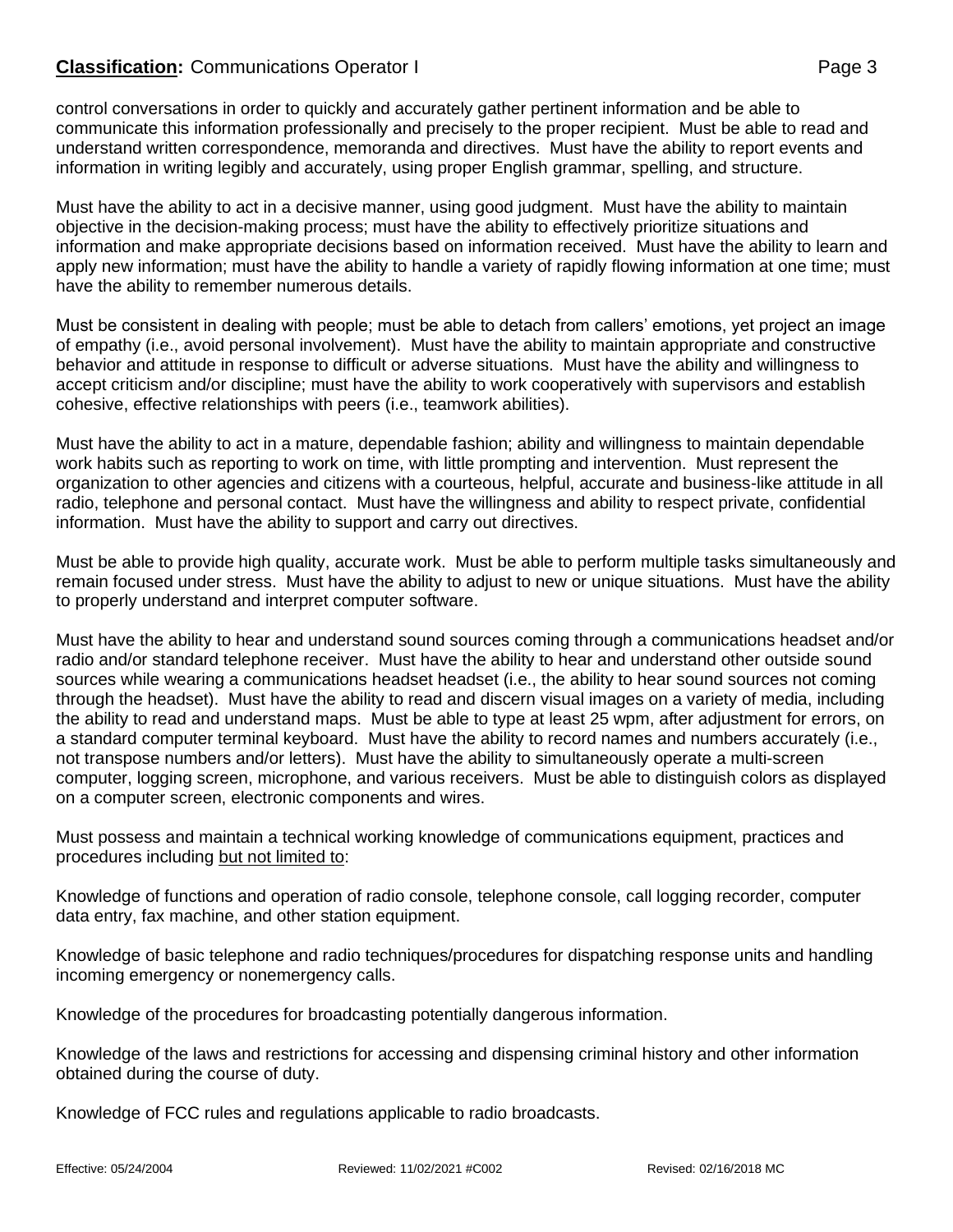control conversations in order to quickly and accurately gather pertinent information and be able to communicate this information professionally and precisely to the proper recipient. Must be able to read and understand written correspondence, memoranda and directives. Must have the ability to report events and information in writing legibly and accurately, using proper English grammar, spelling, and structure.

Must have the ability to act in a decisive manner, using good judgment. Must have the ability to maintain objective in the decision-making process; must have the ability to effectively prioritize situations and information and make appropriate decisions based on information received. Must have the ability to learn and apply new information; must have the ability to handle a variety of rapidly flowing information at one time; must have the ability to remember numerous details.

Must be consistent in dealing with people; must be able to detach from callers' emotions, yet project an image of empathy (i.e., avoid personal involvement). Must have the ability to maintain appropriate and constructive behavior and attitude in response to difficult or adverse situations. Must have the ability and willingness to accept criticism and/or discipline; must have the ability to work cooperatively with supervisors and establish cohesive, effective relationships with peers (i.e., teamwork abilities).

Must have the ability to act in a mature, dependable fashion; ability and willingness to maintain dependable work habits such as reporting to work on time, with little prompting and intervention. Must represent the organization to other agencies and citizens with a courteous, helpful, accurate and business-like attitude in all radio, telephone and personal contact. Must have the willingness and ability to respect private, confidential information. Must have the ability to support and carry out directives.

Must be able to provide high quality, accurate work. Must be able to perform multiple tasks simultaneously and remain focused under stress. Must have the ability to adjust to new or unique situations. Must have the ability to properly understand and interpret computer software.

Must have the ability to hear and understand sound sources coming through a communications headset and/or radio and/or standard telephone receiver. Must have the ability to hear and understand other outside sound sources while wearing a communications headset headset (i.e., the ability to hear sound sources not coming through the headset). Must have the ability to read and discern visual images on a variety of media, including the ability to read and understand maps. Must be able to type at least 25 wpm, after adjustment for errors, on a standard computer terminal keyboard. Must have the ability to record names and numbers accurately (i.e., not transpose numbers and/or letters). Must have the ability to simultaneously operate a multi-screen computer, logging screen, microphone, and various receivers. Must be able to distinguish colors as displayed on a computer screen, electronic components and wires.

Must possess and maintain a technical working knowledge of communications equipment, practices and procedures including <u>but not limited to</u>:

Knowledge of functions and operation of radio console, telephone console, call logging recorder, computer data entry, fax machine, and other station equipment.

Knowledge of basic telephone and radio techniques/procedures for dispatching response units and handling incoming emergency or nonemergency calls.

Knowledge of the procedures for broadcasting potentially dangerous information.

Knowledge of the laws and restrictions for accessing and dispensing criminal history and other information obtained during the course of duty.

Knowledge of FCC rules and regulations applicable to radio broadcasts.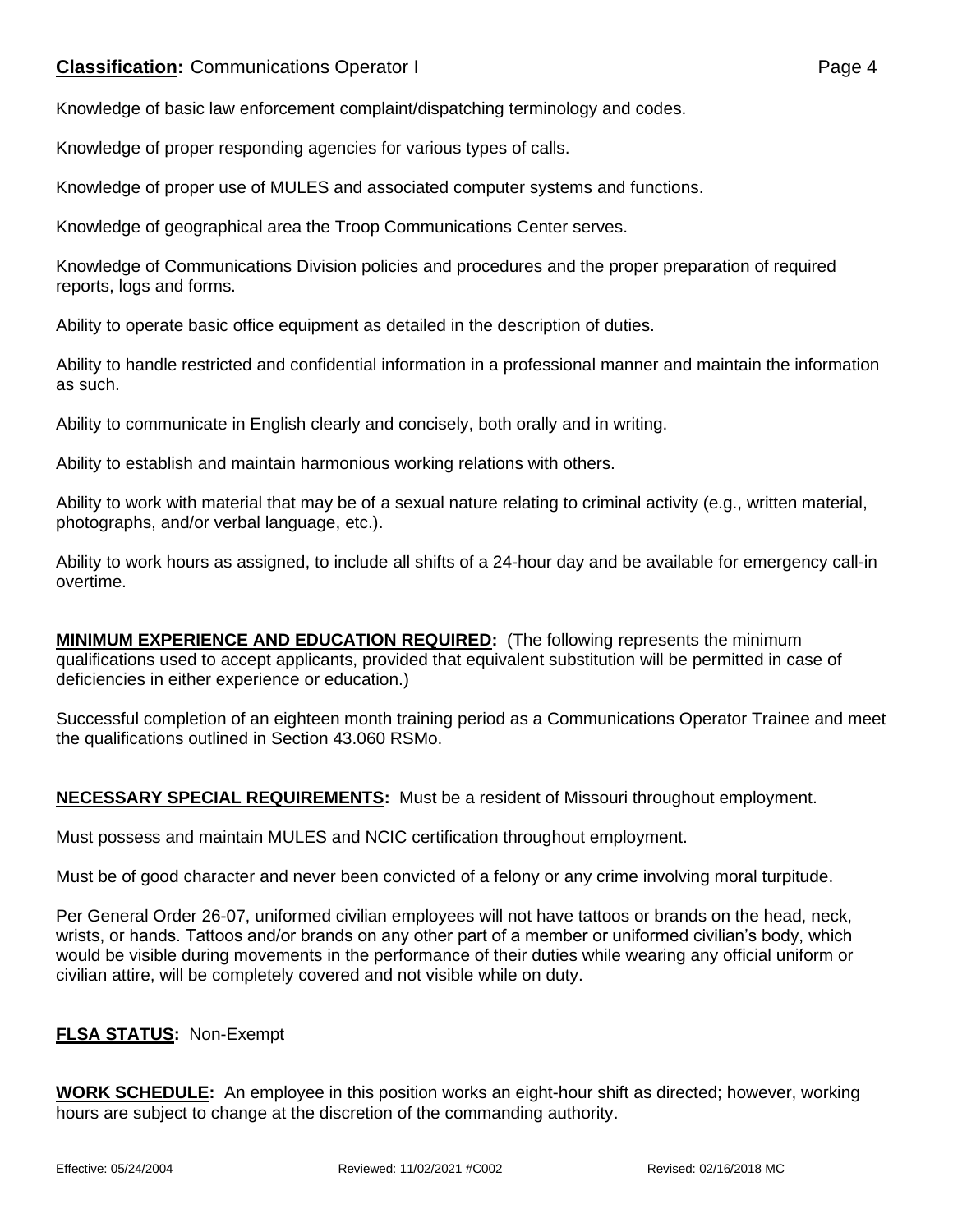Knowledge of basic law enforcement complaint/dispatching terminology and codes.

Knowledge of proper responding agencies for various types of calls.

Knowledge of proper use of MULES and associated computer systems and functions.

Knowledge of geographical area the Troop Communications Center serves.

Knowledge of Communications Division policies and procedures and the proper preparation of required reports, logs and forms.

Ability to operate basic office equipment as detailed in the description of duties.

Ability to handle restricted and confidential information in a professional manner and maintain the information as such.

Ability to communicate in English clearly and concisely, both orally and in writing.

Ability to establish and maintain harmonious working relations with others.

Ability to work with material that may be of a sexual nature relating to criminal activity (e.g., written material, photographs, and/or verbal language, etc.).

Ability to work hours as assigned, to include all shifts of a 24-hour day and be available for emergency call-in overtime.

**MINIMUM EXPERIENCE AND EDUCATION REQUIRED:** (The following represents the minimum qualifications used to accept applicants, provided that equivalent substitution will be permitted in case of deficiencies in either experience or education.)

Successful completion of an eighteen month training period as a Communications Operator Trainee and meet the qualifications outlined in Section 43.060 RSMo.

**NECESSARY SPECIAL REQUIREMENTS:** Must be a resident of Missouri throughout employment.

Must possess and maintain MULES and NCIC certification throughout employment.

Must be of good character and never been convicted of a felony or any crime involving moral turpitude.

Per General Order 26-07, uniformed civilian employees will not have tattoos or brands on the head, neck, wrists, or hands. Tattoos and/or brands on any other part of a member or uniformed civilian's body, which would be visible during movements in the performance of their duties while wearing any official uniform or civilian attire, will be completely covered and not visible while on duty.

**FLSA STATUS:** Non-Exempt

**WORK SCHEDULE:** An employee in this position works an eight-hour shift as directed; however, working hours are subject to change at the discretion of the commanding authority.

Effective: 05/24/2004 Reviewed: 11/02/2021 #C002 Revised: 02/16/2018 MC